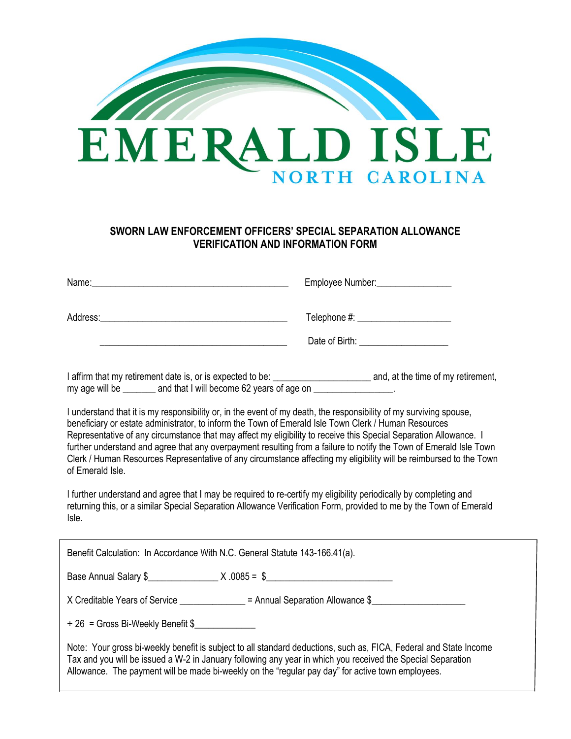EMERALD ISLE
NORTH CAROLINA

## SWORN LAW ENFORCEMENT OFFICERS' SPECIAL SEPARATION ALLOWANCE VERIFICATION AND INFORMATION FORM

Name:__________________________________________ Employee Number:________________

Address:________________________________________ Telephone #: ____________________

________________________________________ Date of Birth: ___________________

I affirm that my retirement date is, or is expected to be: ____________________ and, at the time of my retirement, my age will be _______ and that I will become 62 years of age on ________________.

I understand that it is my responsibility or, in the event of my death, the responsibility of my surviving spouse, beneficiary or estate administrator, to inform the Town of Emerald Isle Town Clerk / Human Resources Representative of any circumstance that may affect my eligibility to receive this Special Separation Allowance. I further understand and agree that any overpayment resulting from a failure to notify the Town of Emerald Isle Town Clerk / Human Resources Representative of any circumstance affecting my eligibility will be reimbursed to the Town of Emerald Isle.

I further understand and agree that I may be required to re-certify my eligibility periodically by completing and returning this, or a similar Special Separation Allowance Verification Form, provided to me by the Town of Emerald Isle.

Benefit Calculation: In Accordance With N.C. General Statute 143-166.41(a).

Base Annual Salary $_______________ X .0085 = $___________________________

X Creditable Years of Service ______________ = Annual Separation Allowance $____________________

÷ 26 = Gross Bi-Weekly Benefit $_____________

Note: Your gross bi-weekly benefit is subject to all standard deductions, such as, FICA, Federal and State Income Tax and you will be issued a W-2 in January following any year in which you received the Special Separation Allowance. The payment will be made bi-weekly on the "regular pay day" for active town employees.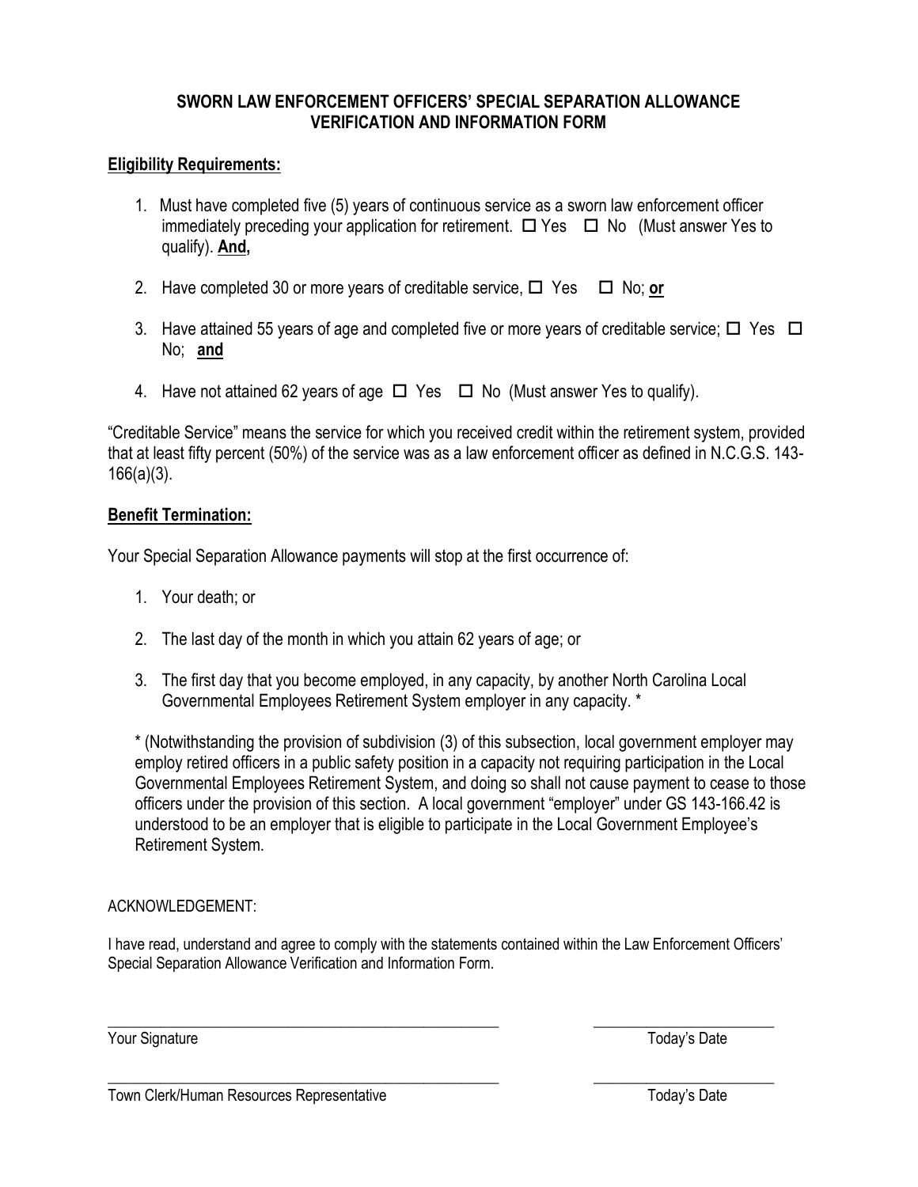# SWORN LAW ENFORCEMENT OFFICERS' SPECIAL SEPARATION ALLOWANCE VERIFICATION AND INFORMATION FORM

## Eligibility Requirements:

1. Must have completed five (5) years of continuous service as a sworn law enforcement officer immediately preceding your application for retirement. ☐ Yes ☐ No (Must answer Yes to qualify). **And,**

2. Have completed 30 or more years of creditable service, ☐ Yes ☐ No; **or**

3. Have attained 55 years of age and completed five or more years of creditable service; ☐ Yes ☐ No; **and**

4. Have not attained 62 years of age ☐ Yes ☐ No (Must answer Yes to qualify).

"Creditable Service" means the service for which you received credit within the retirement system, provided that at least fifty percent (50%) of the service was as a law enforcement officer as defined in N.C.G.S. 143-166(a)(3).

## Benefit Termination:

Your Special Separation Allowance payments will stop at the first occurrence of:

1. Your death; or

2. The last day of the month in which you attain 62 years of age; or

3. The first day that you become employed, in any capacity, by another North Carolina Local Governmental Employees Retirement System employer in any capacity. *

* (Notwithstanding the provision of subdivision (3) of this subsection, local government employer may employ retired officers in a public safety position in a capacity not requiring participation in the Local Governmental Employees Retirement System, and doing so shall not cause payment to cease to those officers under the provision of this section. A local government "employer" under GS 143-166.42 is understood to be an employer that is eligible to participate in the Local Government Employee's Retirement System.

ACKNOWLEDGEMENT:

I have read, understand and agree to comply with the statements contained within the Law Enforcement Officers' Special Separation Allowance Verification and Information Form.

\_\_\_\_\_\_\_\_\_\_\_\_\_\_\_\_\_\_\_\_\_\_\_\_\_\_\_\_\_\_\_\_\_\_\_\_\_\_\_\_ \_\_\_\_\_\_\_\_\_\_\_\_\_\_\_\_\_\_\_\_

Your Signature Today's Date

\_\_\_\_\_\_\_\_\_\_\_\_\_\_\_\_\_\_\_\_\_\_\_\_\_\_\_\_\_\_\_\_\_\_\_\_\_\_\_\_ \_\_\_\_\_\_\_\_\_\_\_\_\_\_\_\_\_\_\_\_

Town Clerk/Human Resources Representative Today's Date